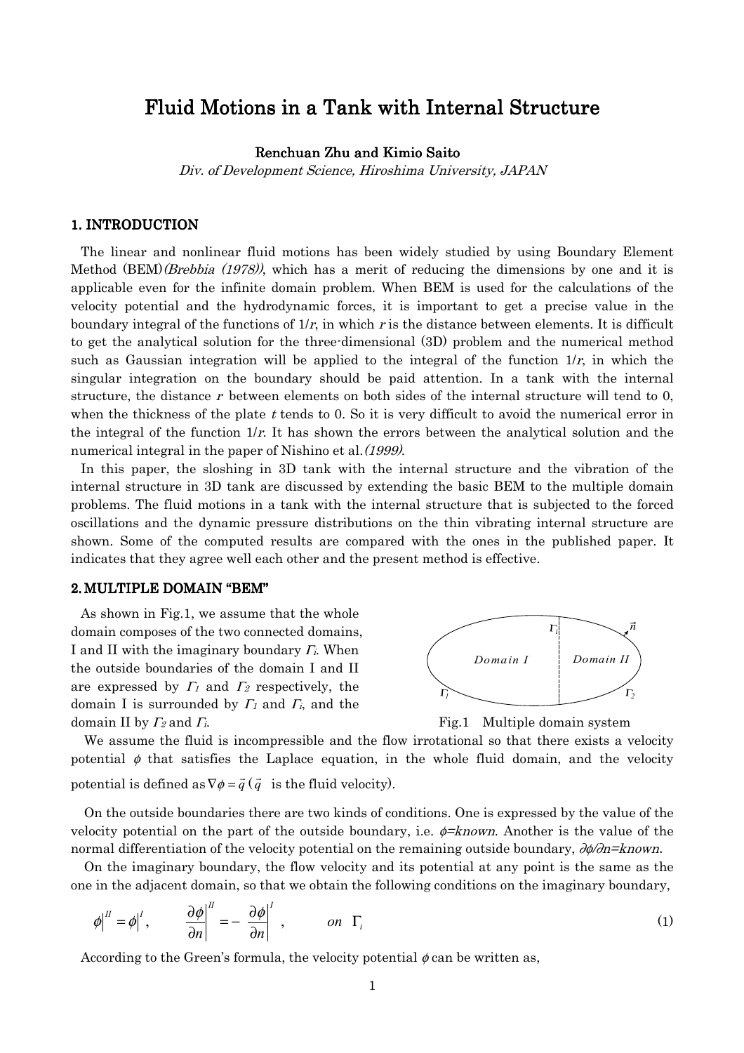# Fluid Motions in a Tank with Internal Structure

**Renchuan Zhu and Kimio Saito**

*Div. of Development Science, Hiroshima University, JAPAN*

## 1. INTRODUCTION

The linear and nonlinear fluid motions has been widely studied by using Boundary Element Method (BEM)*(Brebbia (1978))*, which has a merit of reducing the dimensions by one and it is applicable even for the infinite domain problem. When BEM is used for the calculations of the velocity potential and the hydrodynamic forces, it is important to get a precise value in the boundary integral of the functions of $1/r$, in which $r$ is the distance between elements. It is difficult to get the analytical solution for the three-dimensional (3D) problem and the numerical method such as Gaussian integration will be applied to the integral of the function $1/r$, in which the singular integration on the boundary should be paid attention. In a tank with the internal structure, the distance $r$ between elements on both sides of the internal structure will tend to 0, when the thickness of the plate $t$ tends to 0. So it is very difficult to avoid the numerical error in the integral of the function $1/r$. It has shown the errors between the analytical solution and the numerical integral in the paper of Nishino et al.*(1999)*.

In this paper, the sloshing in 3D tank with the internal structure and the vibration of the internal structure in 3D tank are discussed by extending the basic BEM to the multiple domain problems. The fluid motions in a tank with the internal structure that is subjected to the forced oscillations and the dynamic pressure distributions on the thin vibrating internal structure are shown. Some of the computed results are compared with the ones in the published paper. It indicates that they agree well each other and the present method is effective.

## 2. MULTIPLE DOMAIN "BEM"

As shown in Fig.1, we assume that the whole domain composes of the two connected domains, I and II with the imaginary boundary $\Gamma_i$. When the outside boundaries of the domain I and II are expressed by $\Gamma_1$ and $\Gamma_2$ respectively, the domain I is surrounded by $\Gamma_1$ and $\Gamma_i$, and the domain II by $\Gamma_2$ and $\Gamma_i$.

Fig.1 Multiple domain system

We assume the fluid is incompressible and the flow irrotational so that there exists a velocity potential $\phi$ that satisfies the Laplace equation, in the whole fluid domain, and the velocity potential is defined as $\nabla\phi = \vec{q}$ ($\vec{q}$ is the fluid velocity).

On the outside boundaries there are two kinds of conditions. One is expressed by the value of the velocity potential on the part of the outside boundary, i.e. $\phi$=*known*. Another is the value of the normal differentiation of the velocity potential on the remaining outside boundary, $\partial\phi/\partial n$=*known*.

On the imaginary boundary, the flow velocity and its potential at any point is the same as the one in the adjacent domain, so that we obtain the following conditions on the imaginary boundary,

$$\phi\Big|^{II} = \phi\Big|^{I}, \qquad \frac{\partial\phi}{\partial n}\Bigg|^{II} = -\frac{\partial\phi}{\partial n}\Bigg|^{I}, \qquad on \ \ \Gamma_i \tag{1}$$

According to the Green's formula, the velocity potential $\phi$ can be written as,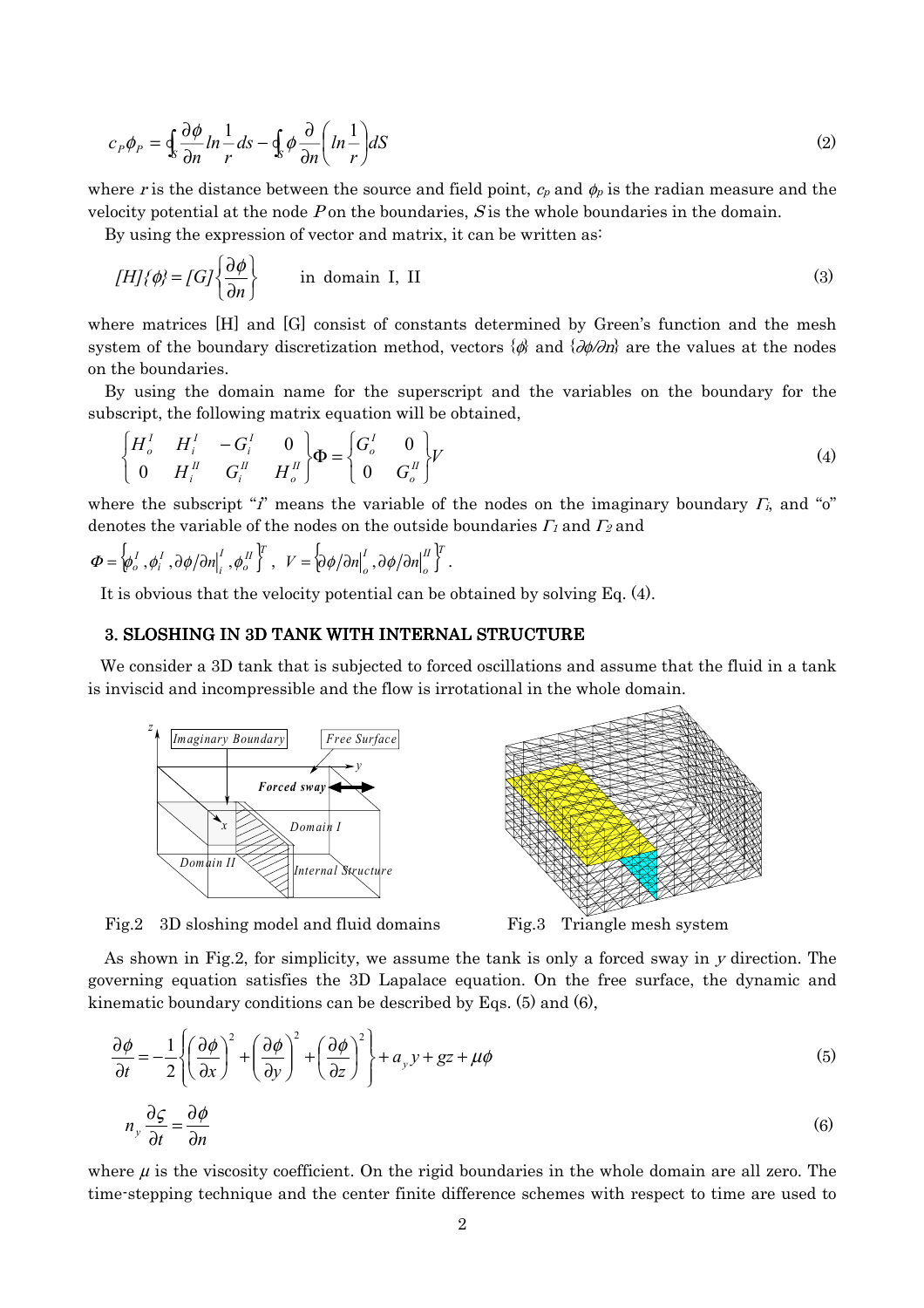$$c_P \phi_P = \oint_S \frac{\partial \phi}{\partial n} ln \frac{1}{r} ds - \oint_S \phi \frac{\partial}{\partial n}\left( ln \frac{1}{r} \right) dS \tag{2}$$

where $r$ is the distance between the source and field point, $c_P$ and $\phi_P$ is the radian measure and the velocity potential at the node $P$ on the boundaries, $S$ is the whole boundaries in the domain.

By using the expression of vector and matrix, it can be written as:

$$[H]\{\phi\} = [G]\left\{ \frac{\partial \phi}{\partial n} \right\} \qquad \text{in domain I, II} \tag{3}$$

where matrices [H] and [G] consist of constants determined by Green's function and the mesh system of the boundary discretization method, vectors $\{\phi\}$ and $\{\partial\phi/\partial n\}$ are the values at the nodes on the boundaries.

By using the domain name for the superscript and the variables on the boundary for the subscript, the following matrix equation will be obtained,

$$\begin{Bmatrix} H_o^I & H_i^I & -G_i^I & 0 \\ 0 & H_i^{II} & G_i^{II} & H_o^{II} \end{Bmatrix} \Phi = \begin{Bmatrix} G_o^I & 0 \\ 0 & G_o^{II} \end{Bmatrix} V \tag{4}$$

where the subscript "$i$" means the variable of the nodes on the imaginary boundary $\Gamma_i$, and "o" denotes the variable of the nodes on the outside boundaries $\Gamma_1$ and $\Gamma_2$ and

$\Phi = \left\{ \phi_o^I, \phi_i^I, \partial\phi/\partial n|_i^I, \phi_o^{II} \right\}^T$, $V = \left\{ \partial\phi/\partial n|_o^I, \partial\phi/\partial n|_o^{II} \right\}^T$.

It is obvious that the velocity potential can be obtained by solving Eq. (4).

## 3. SLOSHING IN 3D TANK WITH INTERNAL STRUCTURE

We consider a 3D tank that is subjected to forced oscillations and assume that the fluid in a tank is inviscid and incompressible and the flow is irrotational in the whole domain.

Fig.2 3D sloshing model and fluid domains

Fig.3 Triangle mesh system

As shown in Fig.2, for simplicity, we assume the tank is only a forced sway in $y$ direction. The governing equation satisfies the 3D Lapalace equation. On the free surface, the dynamic and kinematic boundary conditions can be described by Eqs. (5) and (6),

$$\frac{\partial \phi}{\partial t} = -\frac{1}{2}\left\{ \left( \frac{\partial \phi}{\partial x} \right)^2 + \left( \frac{\partial \phi}{\partial y} \right)^2 + \left( \frac{\partial \phi}{\partial z} \right)^2 \right\} + a_y y + gz + \mu\phi \tag{5}$$

$$n_y \frac{\partial \varsigma}{\partial t} = \frac{\partial \phi}{\partial n} \tag{6}$$

where $\mu$ is the viscosity coefficient. On the rigid boundaries in the whole domain are all zero. The time-stepping technique and the center finite difference schemes with respect to time are used to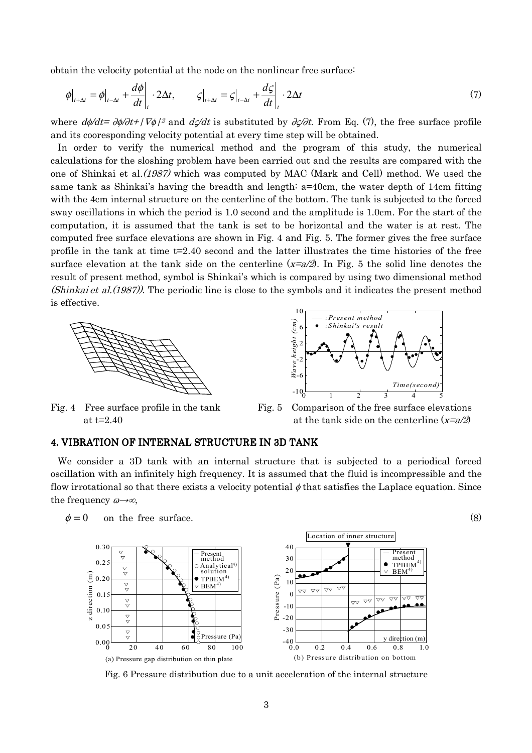obtain the velocity potential at the node on the nonlinear free surface:

$$\phi\big|_{t+\Delta t} = \phi\big|_{t-\Delta t} + \frac{d\phi}{dt}\bigg|_t \cdot 2\Delta t, \qquad \varsigma\big|_{t+\Delta t} = \varsigma\big|_{t-\Delta t} + \frac{d\varsigma}{dt}\bigg|_t \cdot 2\Delta t \tag{7}$$

where $d\phi/dt = \partial\phi/\partial t + |\nabla\phi|^2$ and $d\varsigma/dt$ is substituted by $\partial\varsigma/\partial t$. From Eq. (7), the free surface profile and its cooresponding velocity potential at every time step will be obtained.

In order to verify the numerical method and the program of this study, the numerical calculations for the sloshing problem have been carried out and the results are compared with the one of Shinkai et al.*(1987)* which was computed by MAC (Mark and Cell) method. We used the same tank as Shinkai's having the breadth and length: a=40cm, the water depth of 14cm fitting with the 4cm internal structure on the centerline of the bottom. The tank is subjected to the forced sway oscillations in which the period is 1.0 second and the amplitude is 1.0cm. For the start of the computation, it is assumed that the tank is set to be horizontal and the water is at rest. The computed free surface elevations are shown in Fig. 4 and Fig. 5. The former gives the free surface profile in the tank at time t=2.40 second and the latter illustrates the time histories of the free surface elevation at the tank side on the centerline ($x=a/2$). In Fig. 5 the solid line denotes the result of present method, symbol is Shinkai's which is compared by using two dimensional method *(Shinkai et al.(1987))*. The periodic line is close to the symbols and it indicates the present method is effective.

Fig. 4 Free surface profile in the tank at t=2.40

Fig. 5 Comparison of the free surface elevations at the tank side on the centerline ($x=a/2$)

## 4. VIBRATION OF INTERNAL STRUCTURE IN 3D TANK

We consider a 3D tank with an internal structure that is subjected to a periodical forced oscillation with an infinitely high frequency. It is assumed that the fluid is incompressible and the flow irrotational so that there exists a velocity potential $\phi$ that satisfies the Laplace equation. Since the frequency $\omega \to \infty$,

$$\phi = 0 \quad \text{on the free surface.} \tag{8}$$

(a) Pressure gap distribution on thin plate

(b) Pressure distribution on bottom

Fig. 6 Pressure distribution due to a unit acceleration of the internal structure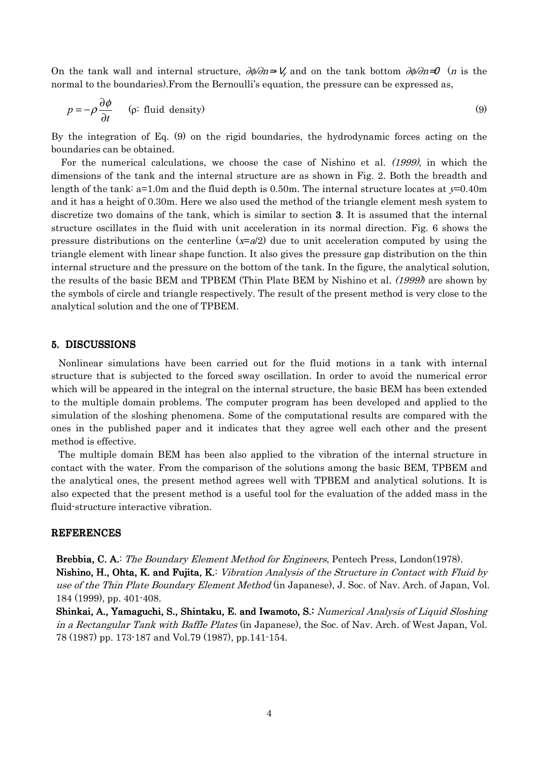On the tank wall and internal structure, $\partial\phi/\partial n = V_y$ and on the tank bottom $\partial\phi/\partial n = 0$ ($n$ is the normal to the boundaries).From the Bernoulli's equation, the pressure can be expressed as,

$$p = -\rho \frac{\partial \phi}{\partial t} \quad (\rho\text{: fluid density}) \tag{9}$$

By the integration of Eq. (9) on the rigid boundaries, the hydrodynamic forces acting on the boundaries can be obtained.

For the numerical calculations, we choose the case of Nishino et al. *(1999)*, in which the dimensions of the tank and the internal structure are as shown in Fig. 2. Both the breadth and length of the tank: a=1.0m and the fluid depth is 0.50m. The internal structure locates at $y$=0.40m and it has a height of 0.30m. Here we also used the method of the triangle element mesh system to discretize two domains of the tank, which is similar to section **3**. It is assumed that the internal structure oscillates in the fluid with unit acceleration in its normal direction. Fig. 6 shows the pressure distributions on the centerline ($x$=$a$/2) due to unit acceleration computed by using the triangle element with linear shape function. It also gives the pressure gap distribution on the thin internal structure and the pressure on the bottom of the tank. In the figure, the analytical solution, the results of the basic BEM and TPBEM (Thin Plate BEM by Nishino et al. *(1999)*) are shown by the symbols of circle and triangle respectively. The result of the present method is very close to the analytical solution and the one of TPBEM.

## 5. DISCUSSIONS

Nonlinear simulations have been carried out for the fluid motions in a tank with internal structure that is subjected to the forced sway oscillation. In order to avoid the numerical error which will be appeared in the integral on the internal structure, the basic BEM has been extended to the multiple domain problems. The computer program has been developed and applied to the simulation of the sloshing phenomena. Some of the computational results are compared with the ones in the published paper and it indicates that they agree well each other and the present method is effective.

The multiple domain BEM has been also applied to the vibration of the internal structure in contact with the water. From the comparison of the solutions among the basic BEM, TPBEM and the analytical ones, the present method agrees well with TPBEM and analytical solutions. It is also expected that the present method is a useful tool for the evaluation of the added mass in the fluid-structure interactive vibration.

## REFERENCES

**Brebbia, C. A.**: *The Boundary Element Method for Engineers*, Pentech Press, London(1978).

**Nishino, H., Ohta, K. and Fujita, K.**: *Vibration Analysis of the Structure in Contact with Fluid by use of the Thin Plate Boundary Element Method* (in Japanese), J. Soc. of Nav. Arch. of Japan, Vol. 184 (1999), pp. 401-408.

**Shinkai, A., Yamaguchi, S., Shintaku, E. and Iwamoto, S.**: *Numerical Analysis of Liquid Sloshing in a Rectangular Tank with Baffle Plates* (in Japanese), the Soc. of Nav. Arch. of West Japan, Vol. 78 (1987) pp. 173-187 and Vol.79 (1987), pp.141-154.